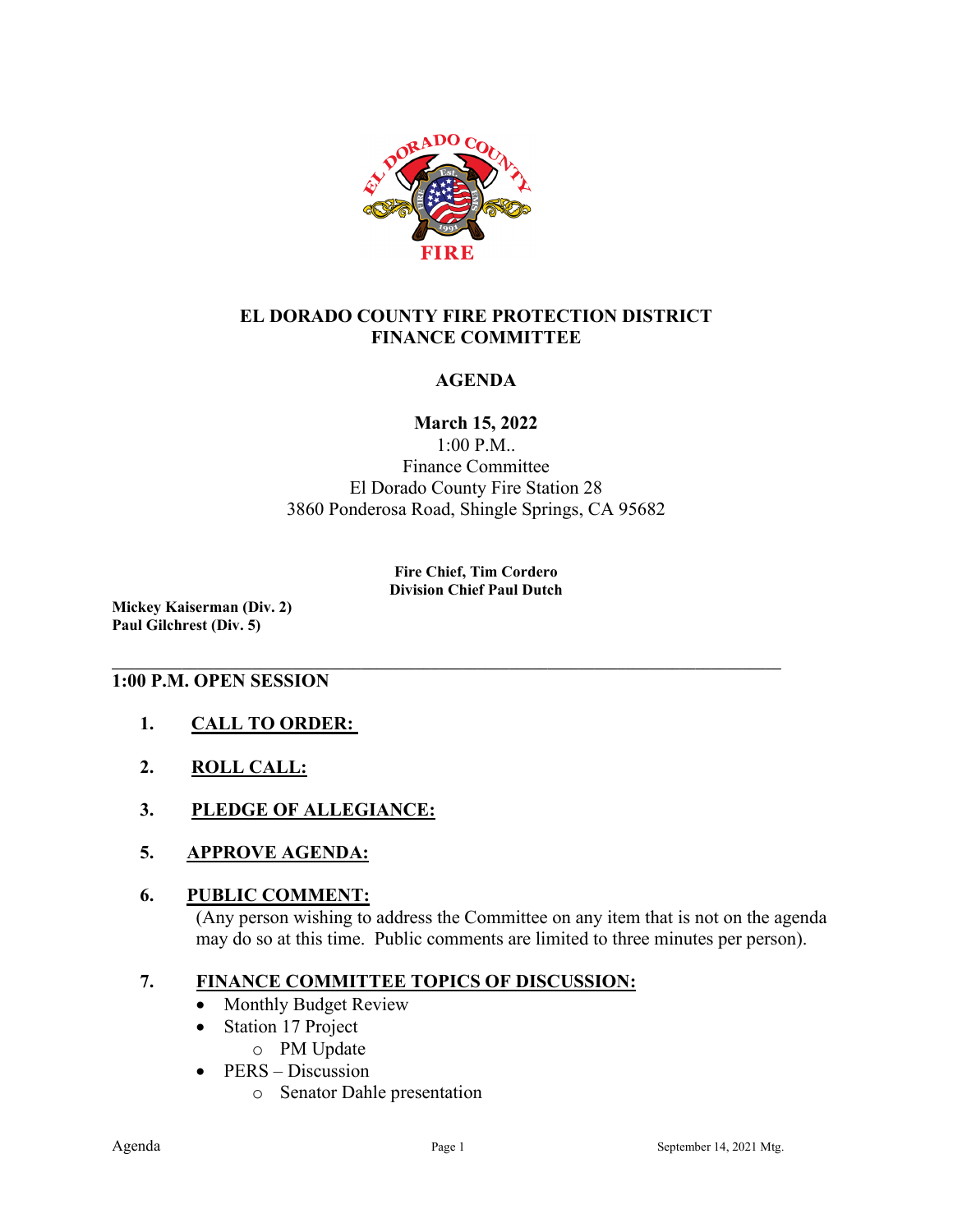# EL DORADO COUNTY FIRE PROTECTION DISTRICT
# FINANCE COMMITTEE

## AGENDA

**March 15, 2022**
1:00 P.M..
Finance Committee
El Dorado County Fire Station 28
3860 Ponderosa Road, Shingle Springs, CA 95682

**Fire Chief, Tim Cordero**
**Division Chief Paul Dutch**

**Mickey Kaiserman (Div. 2)**
**Paul Gilchrest (Div. 5)**

---

**1:00 P.M. OPEN SESSION**

1. **CALL TO ORDER:**

2. **ROLL CALL:**

3. **PLEDGE OF ALLEGIANCE:**

5. **APPROVE AGENDA:**

6. **PUBLIC COMMENT:**
   (Any person wishing to address the Committee on any item that is not on the agenda may do so at this time. Public comments are limited to three minutes per person).

7. **FINANCE COMMITTEE TOPICS OF DISCUSSION:**
   - Monthly Budget Review
   - Station 17 Project
     - PM Update
   - PERS – Discussion
     - Senator Dahle presentation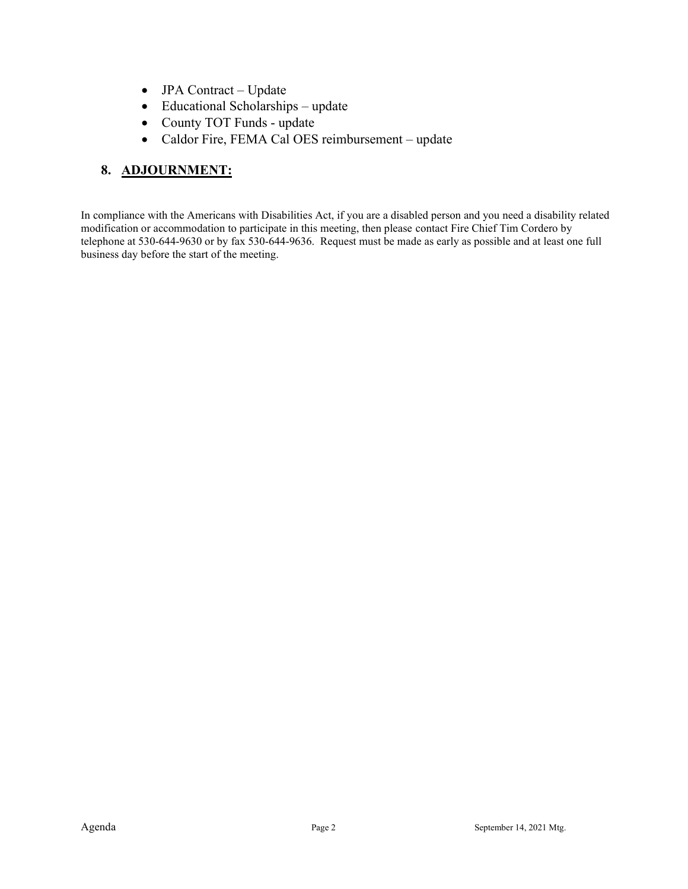- JPA Contract – Update
- Educational Scholarships – update
- County TOT Funds - update
- Caldor Fire, FEMA Cal OES reimbursement – update

## 8. **ADJOURNMENT:**

In compliance with the Americans with Disabilities Act, if you are a disabled person and you need a disability related modification or accommodation to participate in this meeting, then please contact Fire Chief Tim Cordero by telephone at 530-644-9630 or by fax 530-644-9636. Request must be made as early as possible and at least one full business day before the start of the meeting.